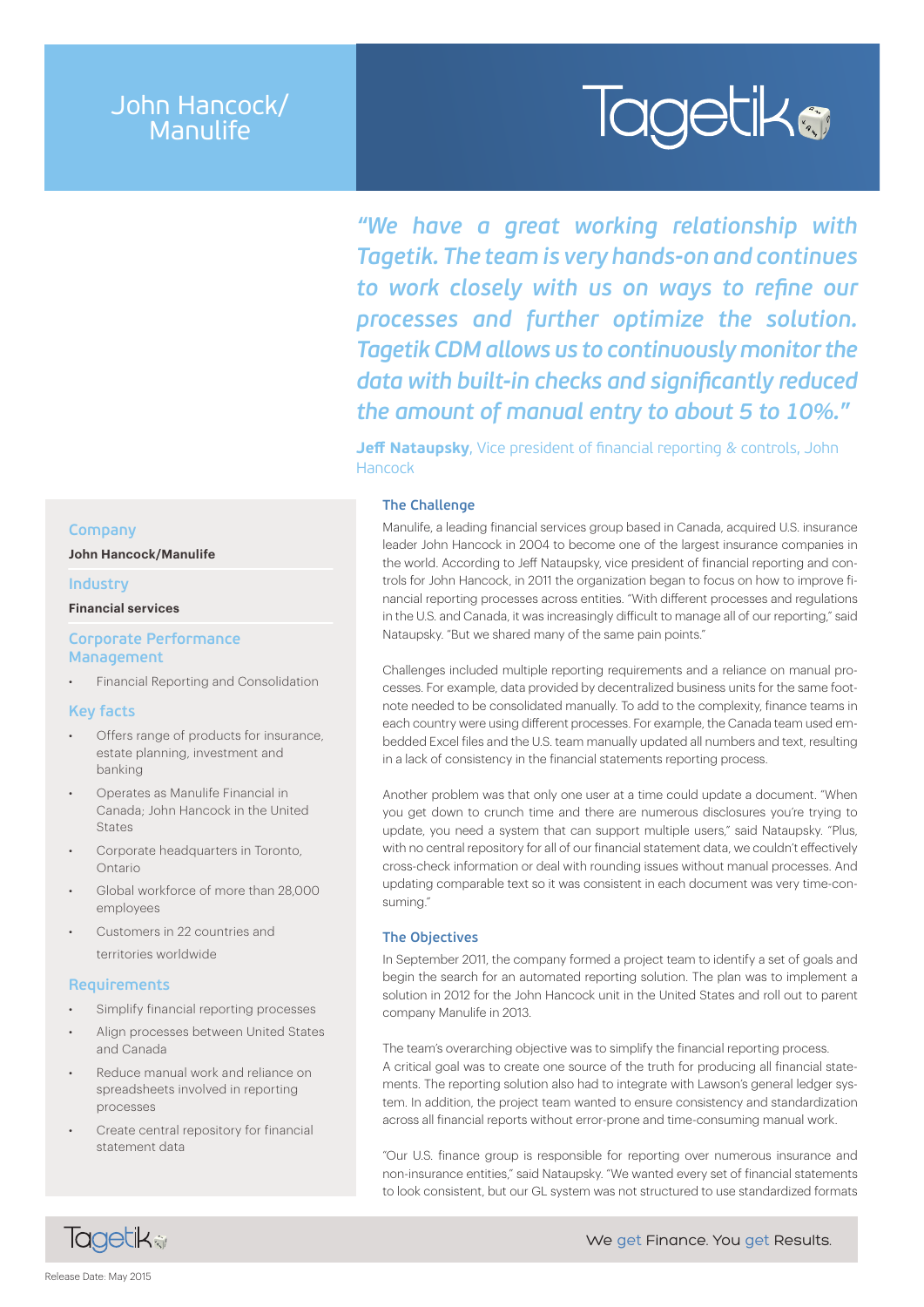# John Hancock/ Manulife

*"We have a great working relationship with Tagetik. The team is very hands-on and continues to work closely with us on ways to refine our processes and further optimize the solution. Tagetik CDM allows us to continuously monitor the data with built-in checks and significantly reduced the amount of manual entry to about 5 to 10%."*

**Jeff Nataupsky**, Vice president of financial reporting & controls, John Hancock

### Company

**John Hancock/Manulife**

### Industry

**Financial services**

### Corporate Performance Management

- Financial Reporting and Consolidation

### Key facts

- Offers range of products for insurance, estate planning, investment and banking
- Operates as Manulife Financial in Canada; John Hancock in the United States
- Corporate headquarters in Toronto, Ontario
- Global workforce of more than 28,000 employees
- Customers in 22 countries and territories worldwide

### Requirements

- Simplify financial reporting processes
- Align processes between United States and Canada
- Reduce manual work and reliance on spreadsheets involved in reporting processes
- Create central repository for financial statement data

## The Challenge

Manulife, a leading financial services group based in Canada, acquired U.S. insurance leader John Hancock in 2004 to become one of the largest insurance companies in the world. According to Jeff Nataupsky, vice president of financial reporting and controls for John Hancock, in 2011 the organization began to focus on how to improve financial reporting processes across entities. "With different processes and regulations in the U.S. and Canada, it was increasingly difficult to manage all of our reporting," said Nataupsky. "But we shared many of the same pain points."

Challenges included multiple reporting requirements and a reliance on manual processes. For example, data provided by decentralized business units for the same footnote needed to be consolidated manually. To add to the complexity, finance teams in each country were using different processes. For example, the Canada team used embedded Excel files and the U.S. team manually updated all numbers and text, resulting in a lack of consistency in the financial statements reporting process.

Another problem was that only one user at a time could update a document. "When you get down to crunch time and there are numerous disclosures you're trying to update, you need a system that can support multiple users," said Nataupsky. "Plus, with no central repository for all of our financial statement data, we couldn't effectively cross-check information or deal with rounding issues without manual processes. And updating comparable text so it was consistent in each document was very time-consuming."

## The Objectives

In September 2011, the company formed a project team to identify a set of goals and begin the search for an automated reporting solution. The plan was to implement a solution in 2012 for the John Hancock unit in the United States and roll out to parent company Manulife in 2013.

The team's overarching objective was to simplify the financial reporting process. A critical goal was to create one source of the truth for producing all financial statements. The reporting solution also had to integrate with Lawson's general ledger system. In addition, the project team wanted to ensure consistency and standardization across all financial reports without error-prone and time-consuming manual work.

"Our U.S. finance group is responsible for reporting over numerous insurance and non-insurance entities," said Nataupsky. "We wanted every set of financial statements to look consistent, but our GL system was not structured to use standardized formats

Release Date: May 2015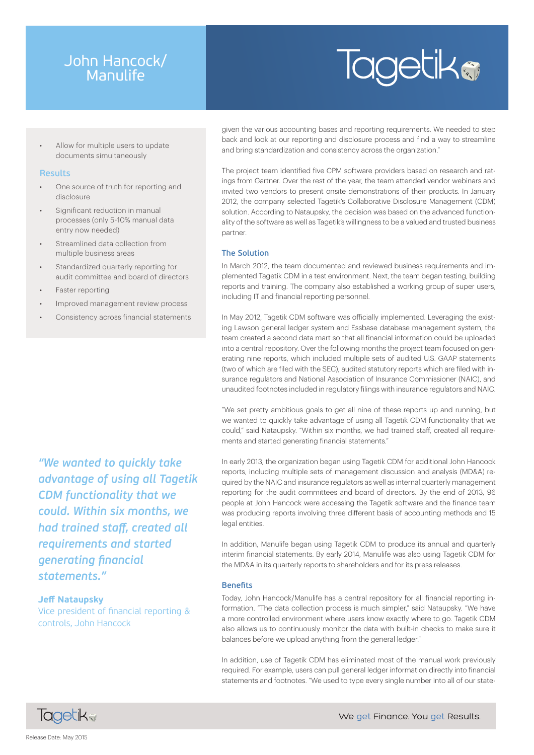# John Hancock/ Manulife

- Allow for multiple users to update documents simultaneously

### Results

- One source of truth for reporting and disclosure
- Significant reduction in manual processes (only 5-10% manual data entry now needed)
- Streamlined data collection from multiple business areas
- Standardized quarterly reporting for audit committee and board of directors
- Faster reporting
- Improved management review process
- Consistency across financial statements

given the various accounting bases and reporting requirements. We needed to step back and look at our reporting and disclosure process and find a way to streamline and bring standardization and consistency across the organization."

The project team identified five CPM software providers based on research and ratings from Gartner. Over the rest of the year, the team attended vendor webinars and invited two vendors to present onsite demonstrations of their products. In January 2012, the company selected Tagetik's Collaborative Disclosure Management (CDM) solution. According to Nataupsky, the decision was based on the advanced functionality of the software as well as Tagetik's willingness to be a valued and trusted business partner.

### The Solution

In March 2012, the team documented and reviewed business requirements and implemented Tagetik CDM in a test environment. Next, the team began testing, building reports and training. The company also established a working group of super users, including IT and financial reporting personnel.

In May 2012, Tagetik CDM software was officially implemented. Leveraging the existing Lawson general ledger system and Essbase database management system, the team created a second data mart so that all financial information could be uploaded into a central repository. Over the following months the project team focused on generating nine reports, which included multiple sets of audited U.S. GAAP statements (two of which are filed with the SEC), audited statutory reports which are filed with insurance regulators and National Association of Insurance Commissioner (NAIC), and unaudited footnotes included in regulatory filings with insurance regulators and NAIC.

"We set pretty ambitious goals to get all nine of these reports up and running, but we wanted to quickly take advantage of using all Tagetik CDM functionality that we could," said Nataupsky. "Within six months, we had trained staff, created all requirements and started generating financial statements."

*"We wanted to quickly take advantage of using all Tagetik CDM functionality that we could. Within six months, we had trained staff, created all requirements and started generating financial statements."*

**Jeff Nataupsky**
Vice president of financial reporting & controls, John Hancock

In early 2013, the organization began using Tagetik CDM for additional John Hancock reports, including multiple sets of management discussion and analysis (MD&A) required by the NAIC and insurance regulators as well as internal quarterly management reporting for the audit committees and board of directors. By the end of 2013, 96 people at John Hancock were accessing the Tagetik software and the finance team was producing reports involving three different basis of accounting methods and 15 legal entities.

In addition, Manulife began using Tagetik CDM to produce its annual and quarterly interim financial statements. By early 2014, Manulife was also using Tagetik CDM for the MD&A in its quarterly reports to shareholders and for its press releases.

### Benefits

Today, John Hancock/Manulife has a central repository for all financial reporting information. "The data collection process is much simpler," said Nataupsky. "We have a more controlled environment where users know exactly where to go. Tagetik CDM also allows us to continuously monitor the data with built-in checks to make sure it balances before we upload anything from the general ledger."

In addition, use of Tagetik CDM has eliminated most of the manual work previously required. For example, users can pull general ledger information directly into financial statements and footnotes. "We used to type every single number into all of our state-

We get Finance. You get Results.

Release Date: May 2015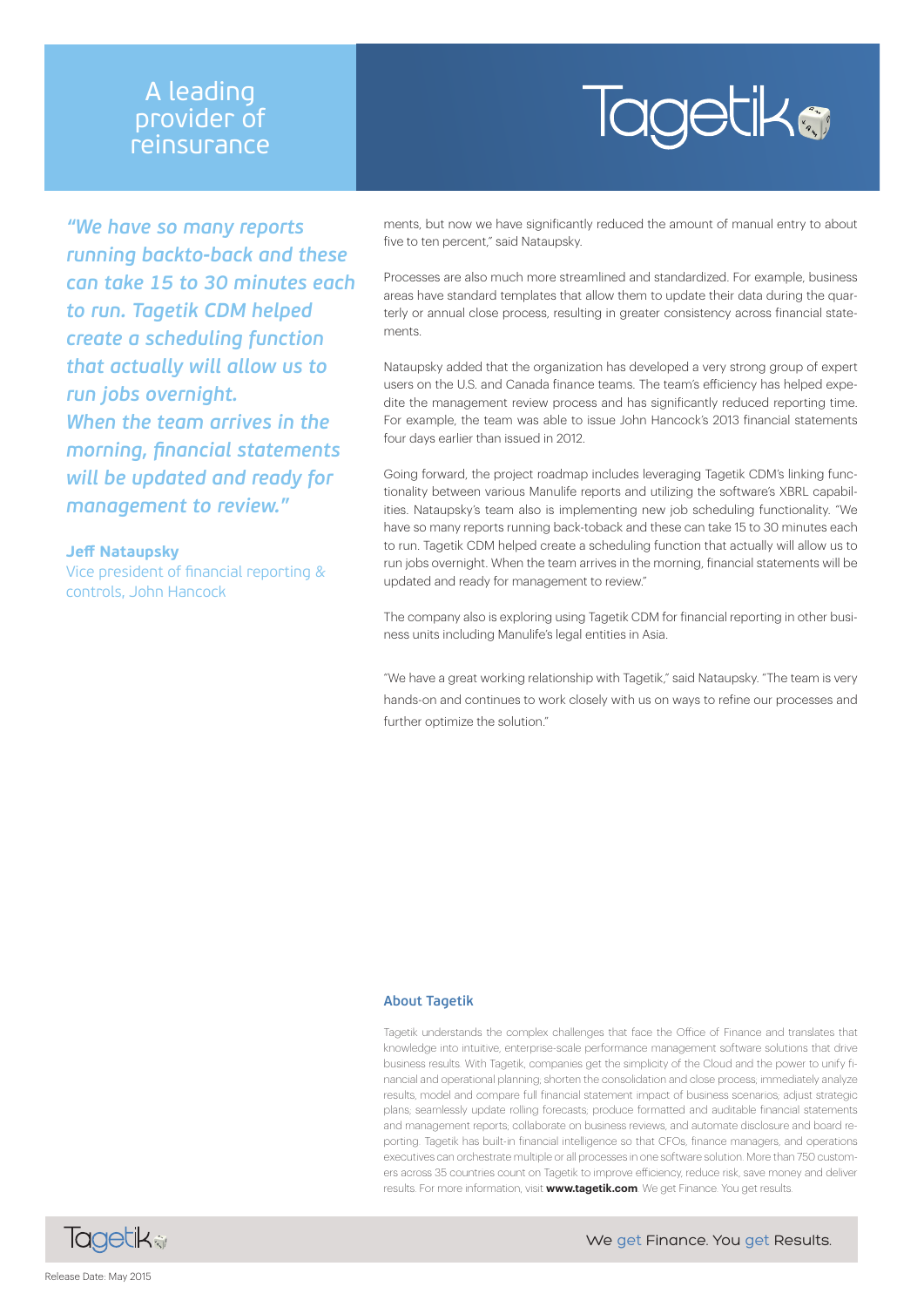A leading provider of reinsurance

Tagetik

*"We have so many reports running backto-back and these can take 15 to 30 minutes each to run. Tagetik CDM helped create a scheduling function that actually will allow us to run jobs overnight. When the team arrives in the morning, financial statements will be updated and ready for management to review."*

**Jeff Nataupsky**
Vice president of financial reporting & controls, John Hancock

ments, but now we have significantly reduced the amount of manual entry to about five to ten percent," said Nataupsky.

Processes are also much more streamlined and standardized. For example, business areas have standard templates that allow them to update their data during the quarterly or annual close process, resulting in greater consistency across financial statements.

Nataupsky added that the organization has developed a very strong group of expert users on the U.S. and Canada finance teams. The team's efficiency has helped expedite the management review process and has significantly reduced reporting time. For example, the team was able to issue John Hancock's 2013 financial statements four days earlier than issued in 2012.

Going forward, the project roadmap includes leveraging Tagetik CDM's linking functionality between various Manulife reports and utilizing the software's XBRL capabilities. Nataupsky's team also is implementing new job scheduling functionality. "We have so many reports running back-toback and these can take 15 to 30 minutes each to run. Tagetik CDM helped create a scheduling function that actually will allow us to run jobs overnight. When the team arrives in the morning, financial statements will be updated and ready for management to review."

The company also is exploring using Tagetik CDM for financial reporting in other business units including Manulife's legal entities in Asia.

"We have a great working relationship with Tagetik," said Nataupsky. "The team is very hands-on and continues to work closely with us on ways to refine our processes and further optimize the solution."

### About Tagetik

Tagetik understands the complex challenges that face the Office of Finance and translates that knowledge into intuitive, enterprise-scale performance management software solutions that drive business results. With Tagetik, companies get the simplicity of the Cloud and the power to unify financial and operational planning; shorten the consolidation and close process; immediately analyze results, model and compare full financial statement impact of business scenarios; adjust strategic plans; seamlessly update rolling forecasts; produce formatted and auditable financial statements and management reports; collaborate on business reviews, and automate disclosure and board reporting. Tagetik has built-in financial intelligence so that CFOs, finance managers, and operations executives can orchestrate multiple or all processes in one software solution. More than 750 customers across 35 countries count on Tagetik to improve efficiency, reduce risk, save money and deliver results. For more information, visit **www.tagetik.com**. We get Finance. You get results.

Tagetik

We get Finance. You get Results.

Release Date: May 2015